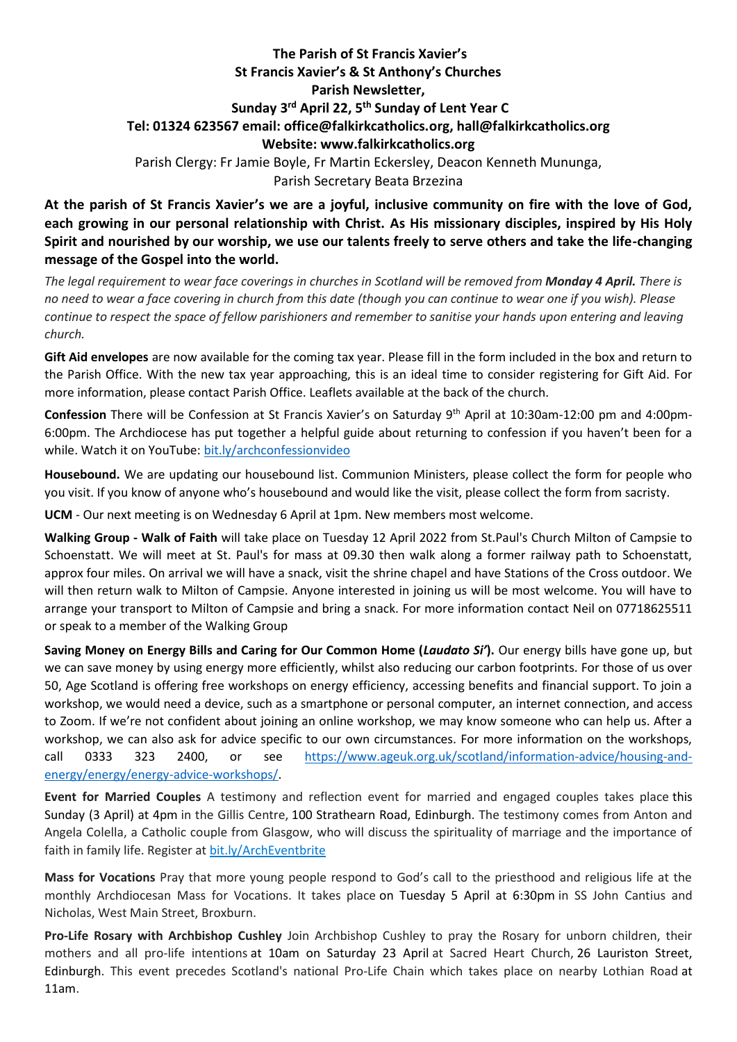**The Parish of St Francis Xavier's**
**St Francis Xavier's & St Anthony's Churches**
**Parish Newsletter,**
**Sunday 3rd April 22, 5th Sunday of Lent Year C**
**Tel: 01324 623567 email: office@falkirkcatholics.org, hall@falkirkcatholics.org**
**Website: www.falkirkcatholics.org**

Parish Clergy: Fr Jamie Boyle, Fr Martin Eckersley, Deacon Kenneth Mununga,
Parish Secretary Beata Brzezina

**At the parish of St Francis Xavier's we are a joyful, inclusive community on fire with the love of God, each growing in our personal relationship with Christ. As His missionary disciples, inspired by His Holy Spirit and nourished by our worship, we use our talents freely to serve others and take the life-changing message of the Gospel into the world.**

*The legal requirement to wear face coverings in churches in Scotland will be removed from **Monday 4 April.** There is no need to wear a face covering in church from this date (though you can continue to wear one if you wish). Please continue to respect the space of fellow parishioners and remember to sanitise your hands upon entering and leaving church.*

**Gift Aid envelopes** are now available for the coming tax year. Please fill in the form included in the box and return to the Parish Office. With the new tax year approaching, this is an ideal time to consider registering for Gift Aid. For more information, please contact Parish Office. Leaflets available at the back of the church.

**Confession** There will be Confession at St Francis Xavier's on Saturday 9th April at 10:30am-12:00 pm and 4:00pm-6:00pm. The Archdiocese has put together a helpful guide about returning to confession if you haven't been for a while. Watch it on YouTube: bit.ly/archconfessionvideo

**Housebound.** We are updating our housebound list. Communion Ministers, please collect the form for people who you visit. If you know of anyone who's housebound and would like the visit, please collect the form from sacristy.

**UCM** - Our next meeting is on Wednesday 6 April at 1pm. New members most welcome.

**Walking Group - Walk of Faith** will take place on Tuesday 12 April 2022 from St.Paul's Church Milton of Campsie to Schoenstatt. We will meet at St. Paul's for mass at 09.30 then walk along a former railway path to Schoenstatt, approx four miles. On arrival we will have a snack, visit the shrine chapel and have Stations of the Cross outdoor. We will then return walk to Milton of Campsie. Anyone interested in joining us will be most welcome. You will have to arrange your transport to Milton of Campsie and bring a snack. For more information contact Neil on 07718625511 or speak to a member of the Walking Group

**Saving Money on Energy Bills and Caring for Our Common Home (*Laudato Si'*).** Our energy bills have gone up, but we can save money by using energy more efficiently, whilst also reducing our carbon footprints. For those of us over 50, Age Scotland is offering free workshops on energy efficiency, accessing benefits and financial support. To join a workshop, we would need a device, such as a smartphone or personal computer, an internet connection, and access to Zoom. If we're not confident about joining an online workshop, we may know someone who can help us. After a workshop, we can also ask for advice specific to our own circumstances. For more information on the workshops, call 0333 323 2400, or see https://www.ageuk.org.uk/scotland/information-advice/housing-and-energy/energy/energy-advice-workshops/.

**Event for Married Couples** A testimony and reflection event for married and engaged couples takes place this Sunday (3 April) at 4pm in the Gillis Centre, 100 Strathearn Road, Edinburgh. The testimony comes from Anton and Angela Colella, a Catholic couple from Glasgow, who will discuss the spirituality of marriage and the importance of faith in family life. Register at bit.ly/ArchEventbrite

**Mass for Vocations** Pray that more young people respond to God's call to the priesthood and religious life at the monthly Archdiocesan Mass for Vocations. It takes place on Tuesday 5 April at 6:30pm in SS John Cantius and Nicholas, West Main Street, Broxburn.

**Pro-Life Rosary with Archbishop Cushley** Join Archbishop Cushley to pray the Rosary for unborn children, their mothers and all pro-life intentions at 10am on Saturday 23 April at Sacred Heart Church, 26 Lauriston Street, Edinburgh. This event precedes Scotland's national Pro-Life Chain which takes place on nearby Lothian Road at 11am.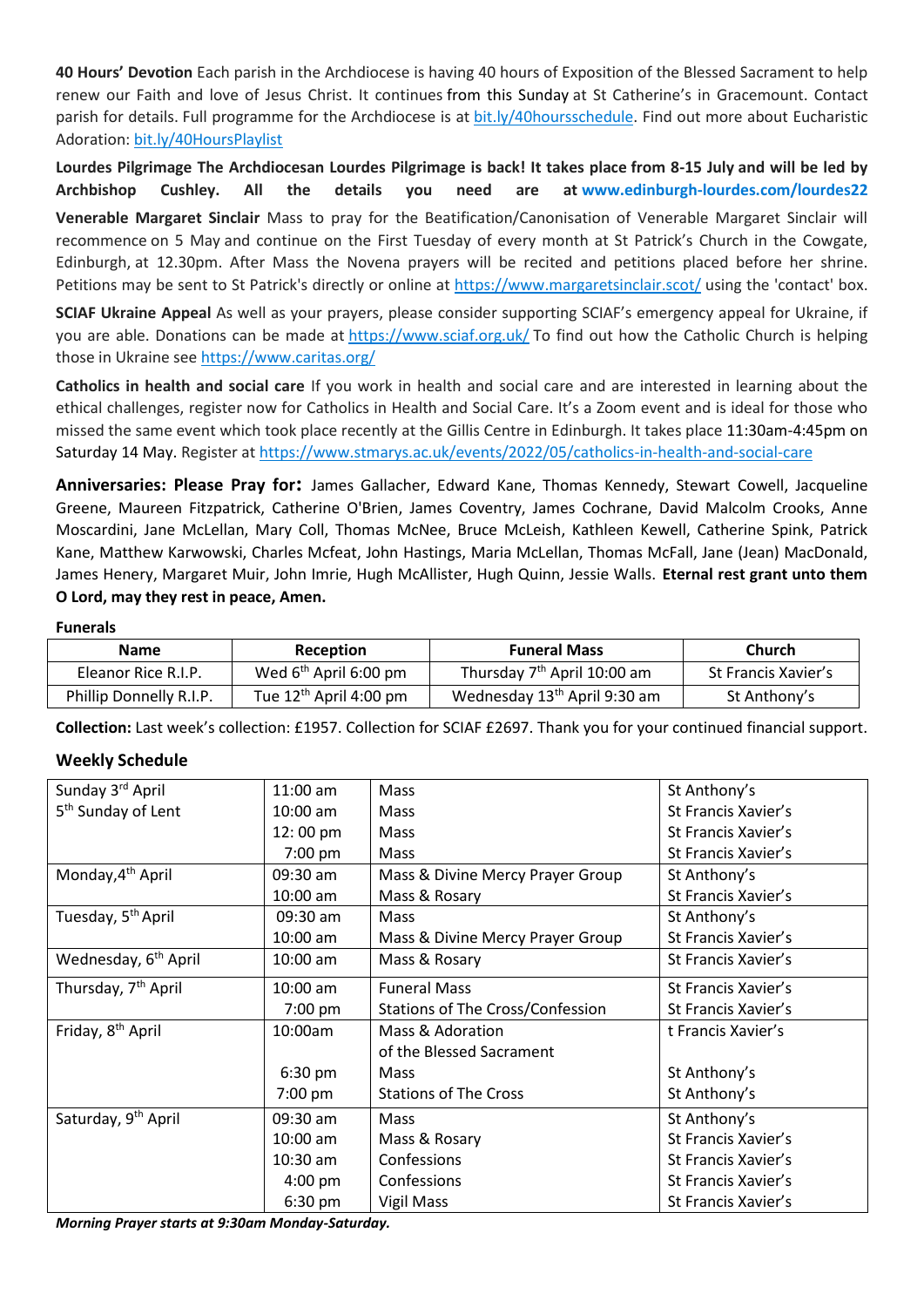**40 Hours' Devotion** Each parish in the Archdiocese is having 40 hours of Exposition of the Blessed Sacrament to help renew our Faith and love of Jesus Christ. It continues from this Sunday at St Catherine's in Gracemount. Contact parish for details. Full programme for the Archdiocese is at bit.ly/40hoursschedule. Find out more about Eucharistic Adoration: bit.ly/40HoursPlaylist

**Lourdes Pilgrimage The Archdiocesan Lourdes Pilgrimage is back! It takes place from 8-15 July and will be led by Archbishop Cushley. All the details you need are at www.edinburgh-lourdes.com/lourdes22**

**Venerable Margaret Sinclair** Mass to pray for the Beatification/Canonisation of Venerable Margaret Sinclair will recommence on 5 May and continue on the First Tuesday of every month at St Patrick's Church in the Cowgate, Edinburgh, at 12.30pm. After Mass the Novena prayers will be recited and petitions placed before her shrine. Petitions may be sent to St Patrick's directly or online at https://www.margaretsinclair.scot/ using the 'contact' box.

**SCIAF Ukraine Appeal** As well as your prayers, please consider supporting SCIAF's emergency appeal for Ukraine, if you are able. Donations can be made at https://www.sciaf.org.uk/ To find out how the Catholic Church is helping those in Ukraine see https://www.caritas.org/

**Catholics in health and social care** If you work in health and social care and are interested in learning about the ethical challenges, register now for Catholics in Health and Social Care. It's a Zoom event and is ideal for those who missed the same event which took place recently at the Gillis Centre in Edinburgh. It takes place 11:30am-4:45pm on Saturday 14 May. Register at https://www.stmarys.ac.uk/events/2022/05/catholics-in-health-and-social-care

**Anniversaries: Please Pray for:** James Gallacher, Edward Kane, Thomas Kennedy, Stewart Cowell, Jacqueline Greene, Maureen Fitzpatrick, Catherine O'Brien, James Coventry, James Cochrane, David Malcolm Crooks, Anne Moscardini, Jane McLellan, Mary Coll, Thomas McNee, Bruce McLeish, Kathleen Kewell, Catherine Spink, Patrick Kane, Matthew Karwowski, Charles Mcfeat, John Hastings, Maria McLellan, Thomas McFall, Jane (Jean) MacDonald, James Henery, Margaret Muir, John Imrie, Hugh McAllister, Hugh Quinn, Jessie Walls. **Eternal rest grant unto them O Lord, may they rest in peace, Amen.**

**Funerals**

| Name | Reception | Funeral Mass | Church |
|---|---|---|---|
| Eleanor Rice R.I.P. | Wed 6th April 6:00 pm | Thursday 7th April 10:00 am | St Francis Xavier's |
| Phillip Donnelly R.I.P. | Tue 12th April 4:00 pm | Wednesday 13th April 9:30 am | St Anthony's |

**Collection:** Last week's collection: £1957. Collection for SCIAF £2697. Thank you for your continued financial support.

## Weekly Schedule

| | | | |
|---|---|---|---|
| Sunday 3rd April | 11:00 am | Mass | St Anthony's |
| 5th Sunday of Lent | 10:00 am | Mass | St Francis Xavier's |
| | 12: 00 pm | Mass | St Francis Xavier's |
| | 7:00 pm | Mass | St Francis Xavier's |
| Monday,4th April | 09:30 am | Mass & Divine Mercy Prayer Group | St Anthony's |
| | 10:00 am | Mass & Rosary | St Francis Xavier's |
| Tuesday, 5th April | 09:30 am | Mass | St Anthony's |
| | 10:00 am | Mass & Divine Mercy Prayer Group | St Francis Xavier's |
| Wednesday, 6th April | 10:00 am | Mass & Rosary | St Francis Xavier's |
| Thursday, 7th April | 10:00 am | Funeral Mass | St Francis Xavier's |
| | 7:00 pm | Stations of The Cross/Confession | St Francis Xavier's |
| Friday, 8th April | 10:00am | Mass & Adoration of the Blessed Sacrament | t Francis Xavier's |
| | 6:30 pm | Mass | St Anthony's |
| | 7:00 pm | Stations of The Cross | St Anthony's |
| Saturday, 9th April | 09:30 am | Mass | St Anthony's |
| | 10:00 am | Mass & Rosary | St Francis Xavier's |
| | 10:30 am | Confessions | St Francis Xavier's |
| | 4:00 pm | Confessions | St Francis Xavier's |
| | 6:30 pm | Vigil Mass | St Francis Xavier's |

***Morning Prayer starts at 9:30am Monday-Saturday.***